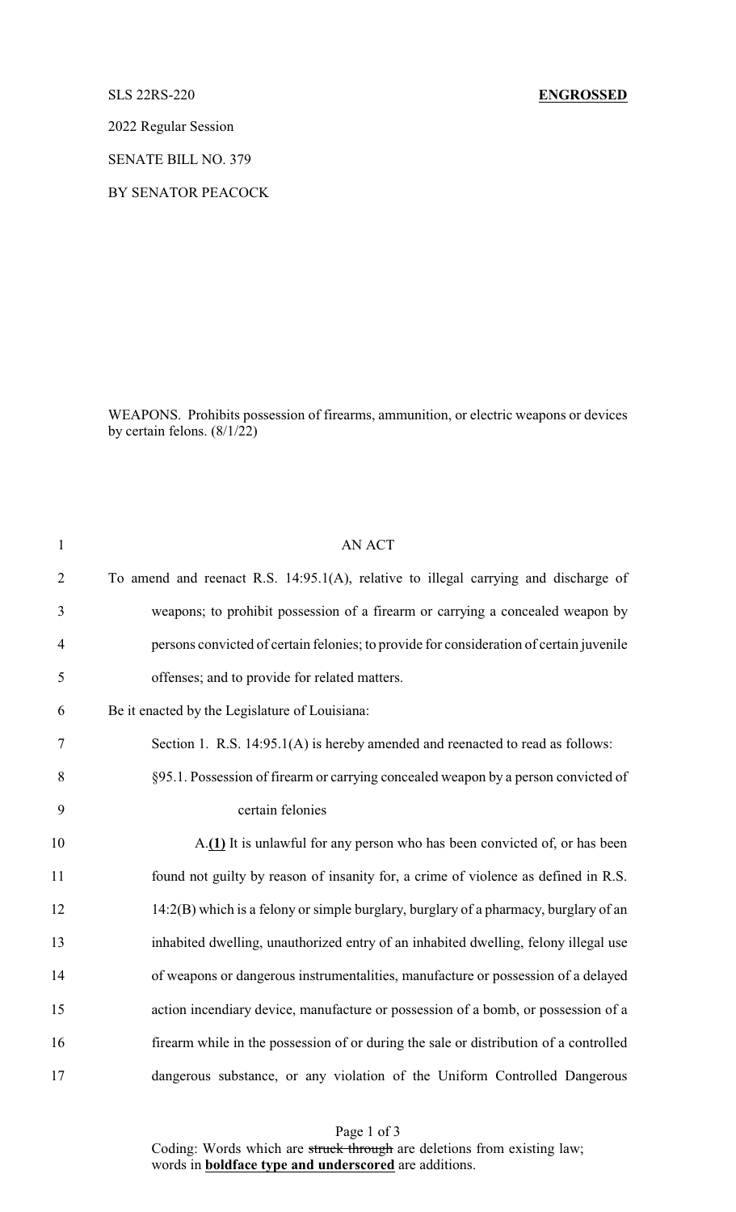SLS 22RS-220 **ENGROSSED**

2022 Regular Session

SENATE BILL NO. 379

BY SENATOR PEACOCK

WEAPONS. Prohibits possession of firearms, ammunition, or electric weapons or devices by certain felons. (8/1/22)

AN ACT

To amend and reenact R.S. 14:95.1(A), relative to illegal carrying and discharge of weapons; to prohibit possession of a firearm or carrying a concealed weapon by persons convicted of certain felonies; to provide for consideration of certain juvenile offenses; and to provide for related matters.

Be it enacted by the Legislature of Louisiana:

Section 1. R.S. 14:95.1(A) is hereby amended and reenacted to read as follows:

§95.1. Possession of firearm or carrying concealed weapon by a person convicted of certain felonies

A.**(1)** It is unlawful for any person who has been convicted of, or has been found not guilty by reason of insanity for, a crime of violence as defined in R.S. 14:2(B) which is a felony or simple burglary, burglary of a pharmacy, burglary of an inhabited dwelling, unauthorized entry of an inhabited dwelling, felony illegal use of weapons or dangerous instrumentalities, manufacture or possession of a delayed action incendiary device, manufacture or possession of a bomb, or possession of a firearm while in the possession of or during the sale or distribution of a controlled dangerous substance, or any violation of the Uniform Controlled Dangerous

Coding: Words which are ~~struck through~~ are deletions from existing law; words in **boldface type and underscored** are additions.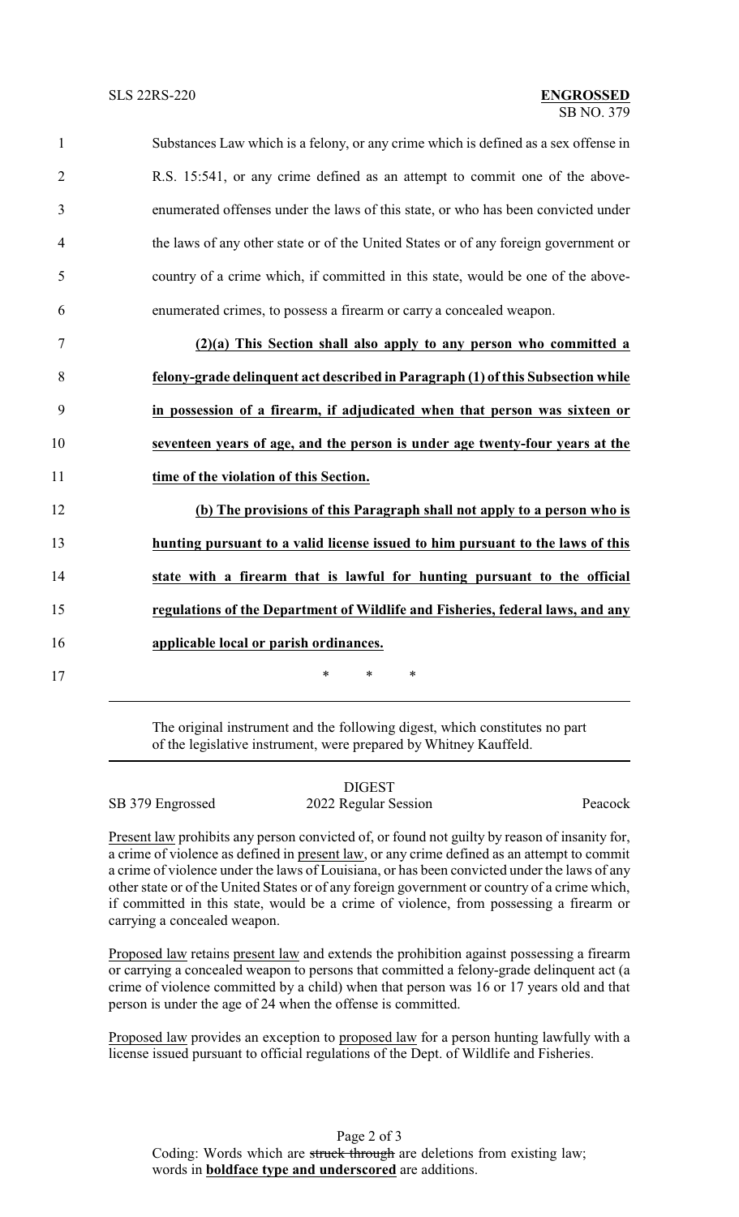Substances Law which is a felony, or any crime which is defined as a sex offense in R.S. 15:541, or any crime defined as an attempt to commit one of the above-enumerated offenses under the laws of this state, or who has been convicted under the laws of any other state or of the United States or of any foreign government or country of a crime which, if committed in this state, would be one of the above-enumerated crimes, to possess a firearm or carry a concealed weapon.

**(2)(a) This Section shall also apply to any person who committed a felony-grade delinquent act described in Paragraph (1) of this Subsection while in possession of a firearm, if adjudicated when that person was sixteen or seventeen years of age, and the person is under age twenty-four years at the time of the violation of this Section.**

**(b) The provisions of this Paragraph shall not apply to a person who is hunting pursuant to a valid license issued to him pursuant to the laws of this state with a firearm that is lawful for hunting pursuant to the official regulations of the Department of Wildlife and Fisheries, federal laws, and any applicable local or parish ordinances.**

\* \* \*

The original instrument and the following digest, which constitutes no part of the legislative instrument, were prepared by Whitney Kauffeld.

DIGEST

SB 379 Engrossed — 2022 Regular Session — Peacock

Present law prohibits any person convicted of, or found not guilty by reason of insanity for, a crime of violence as defined in present law, or any crime defined as an attempt to commit a crime of violence under the laws of Louisiana, or has been convicted under the laws of any other state or of the United States or of any foreign government or country of a crime which, if committed in this state, would be a crime of violence, from possessing a firearm or carrying a concealed weapon.

Proposed law retains present law and extends the prohibition against possessing a firearm or carrying a concealed weapon to persons that committed a felony-grade delinquent act (a crime of violence committed by a child) when that person was 16 or 17 years old and that person is under the age of 24 when the offense is committed.

Proposed law provides an exception to proposed law for a person hunting lawfully with a license issued pursuant to official regulations of the Dept. of Wildlife and Fisheries.

Coding: Words which are ~~struck through~~ are deletions from existing law; words in **boldface type and underscored** are additions.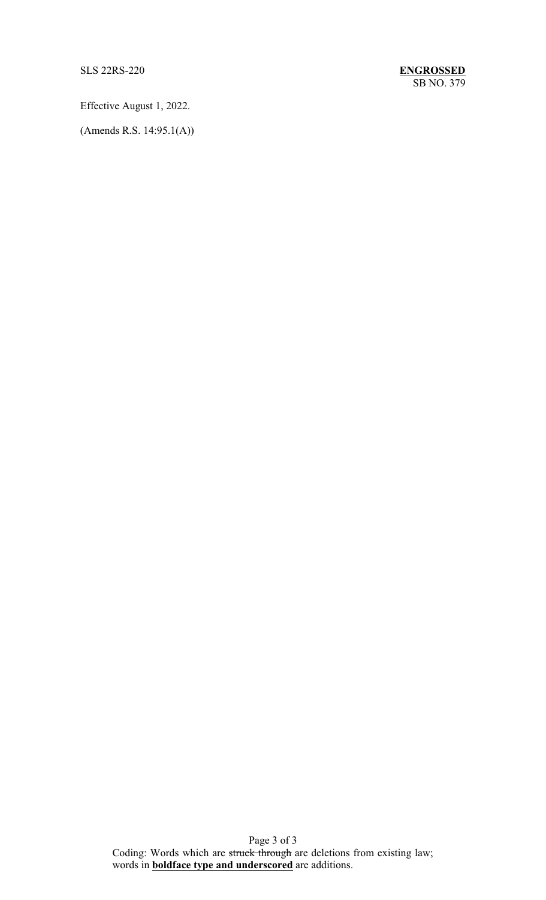Effective August 1, 2022.

(Amends R.S. 14:95.1(A))